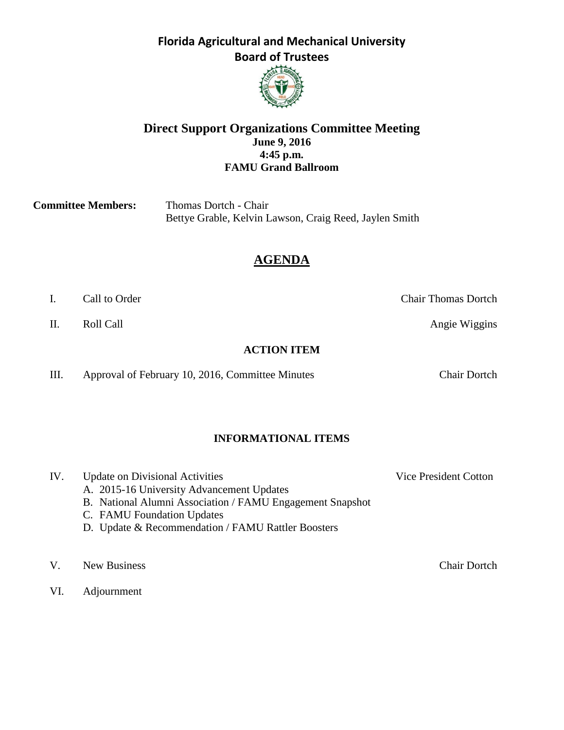# Florida Agricultural and Mechanical University
## Board of Trustees

## Direct Support Organizations Committee Meeting

**June 9, 2016**
**4:45 p.m.**
**FAMU Grand Ballroom**

**Committee Members:** Thomas Dortch - Chair
Bettye Grable, Kelvin Lawson, Craig Reed, Jaylen Smith

## AGENDA

I. Call to Order — Chair Thomas Dortch

II. Roll Call — Angie Wiggins

**ACTION ITEM**

III. Approval of February 10, 2016, Committee Minutes — Chair Dortch

**INFORMATIONAL ITEMS**

IV. Update on Divisional Activities — Vice President Cotton
   A. 2015-16 University Advancement Updates
   B. National Alumni Association / FAMU Engagement Snapshot
   C. FAMU Foundation Updates
   D. Update & Recommendation / FAMU Rattler Boosters

V. New Business — Chair Dortch

VI. Adjournment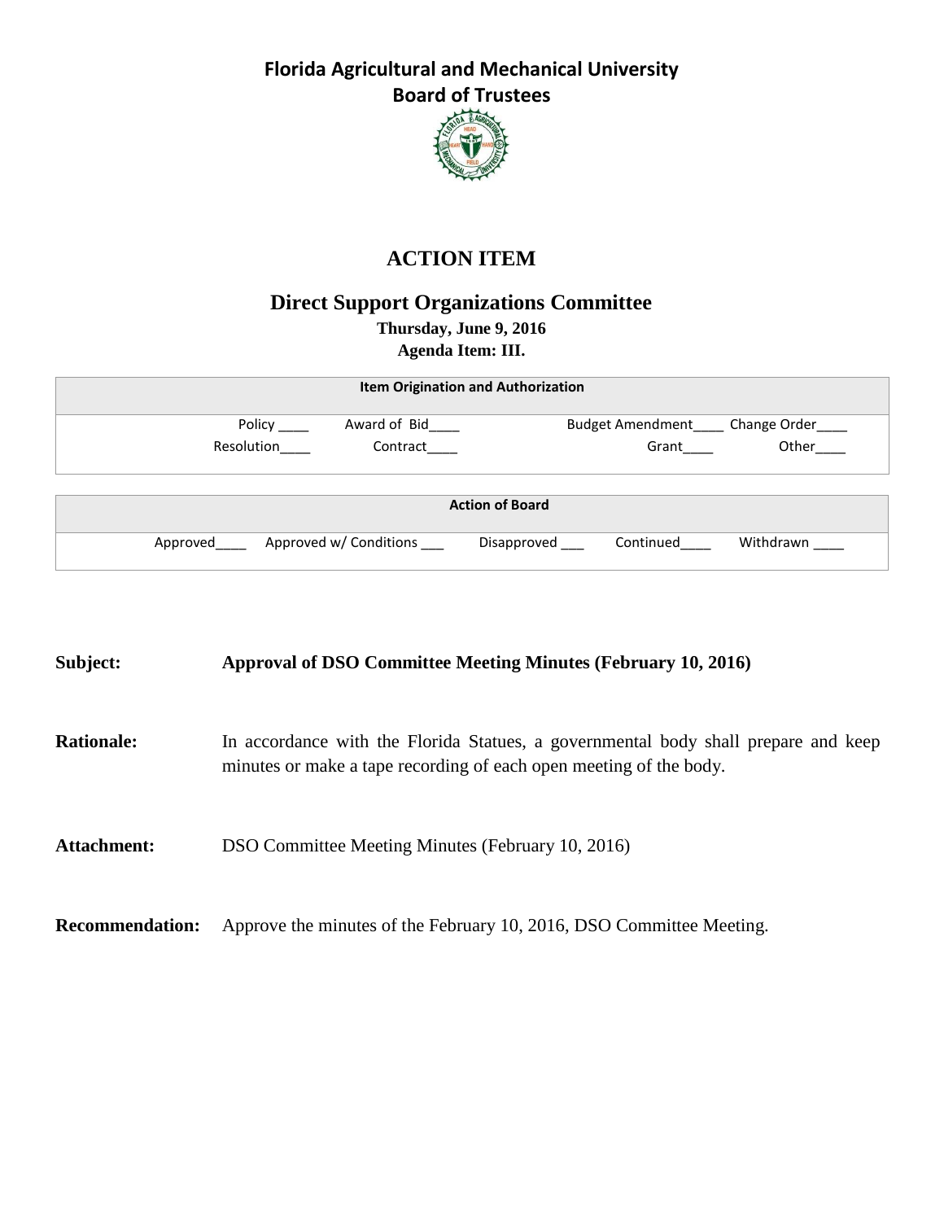# Florida Agricultural and Mechanical University
## Board of Trustees

# ACTION ITEM

## Direct Support Organizations Committee

**Thursday, June 9, 2016**

**Agenda Item: III.**

| Item Origination and Authorization | | | |
|---|---|---|---|
| Policy ____ | Award of Bid____ | Budget Amendment____ | Change Order____ |
| Resolution____ | Contract____ | Grant____ | Other____ |

| Action of Board | | | | |
|---|---|---|---|---|
| Approved____ | Approved w/ Conditions ___ | Disapproved ___ | Continued____ | Withdrawn ____ |

**Subject:** **Approval of DSO Committee Meeting Minutes (February 10, 2016)**

**Rationale:** In accordance with the Florida Statues, a governmental body shall prepare and keep minutes or make a tape recording of each open meeting of the body.

**Attachment:** DSO Committee Meeting Minutes (February 10, 2016)

**Recommendation:** Approve the minutes of the February 10, 2016, DSO Committee Meeting.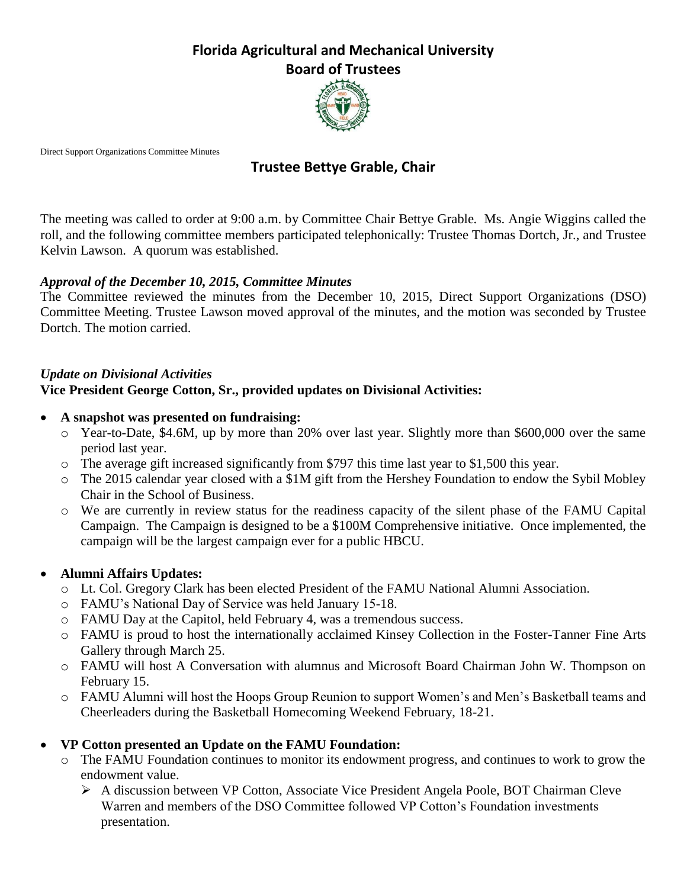# Florida Agricultural and Mechanical University
## Board of Trustees

Direct Support Organizations Committee Minutes

### Trustee Bettye Grable, Chair

The meeting was called to order at 9:00 a.m. by Committee Chair Bettye Grable. Ms. Angie Wiggins called the roll, and the following committee members participated telephonically: Trustee Thomas Dortch, Jr., and Trustee Kelvin Lawson. A quorum was established.

***Approval of the December 10, 2015, Committee Minutes***

The Committee reviewed the minutes from the December 10, 2015, Direct Support Organizations (DSO) Committee Meeting. Trustee Lawson moved approval of the minutes, and the motion was seconded by Trustee Dortch. The motion carried.

***Update on Divisional Activities***

**Vice President George Cotton, Sr., provided updates on Divisional Activities:**

- **A snapshot was presented on fundraising:**
  - Year-to-Date, $4.6M, up by more than 20% over last year. Slightly more than $600,000 over the same period last year.
  - The average gift increased significantly from $797 this time last year to $1,500 this year.
  - The 2015 calendar year closed with a $1M gift from the Hershey Foundation to endow the Sybil Mobley Chair in the School of Business.
  - We are currently in review status for the readiness capacity of the silent phase of the FAMU Capital Campaign. The Campaign is designed to be a $100M Comprehensive initiative. Once implemented, the campaign will be the largest campaign ever for a public HBCU.

- **Alumni Affairs Updates:**
  - Lt. Col. Gregory Clark has been elected President of the FAMU National Alumni Association.
  - FAMU's National Day of Service was held January 15-18.
  - FAMU Day at the Capitol, held February 4, was a tremendous success.
  - FAMU is proud to host the internationally acclaimed Kinsey Collection in the Foster-Tanner Fine Arts Gallery through March 25.
  - FAMU will host A Conversation with alumnus and Microsoft Board Chairman John W. Thompson on February 15.
  - FAMU Alumni will host the Hoops Group Reunion to support Women's and Men's Basketball teams and Cheerleaders during the Basketball Homecoming Weekend February, 18-21.

- **VP Cotton presented an Update on the FAMU Foundation:**
  - The FAMU Foundation continues to monitor its endowment progress, and continues to work to grow the endowment value.
    - A discussion between VP Cotton, Associate Vice President Angela Poole, BOT Chairman Cleve Warren and members of the DSO Committee followed VP Cotton's Foundation investments presentation.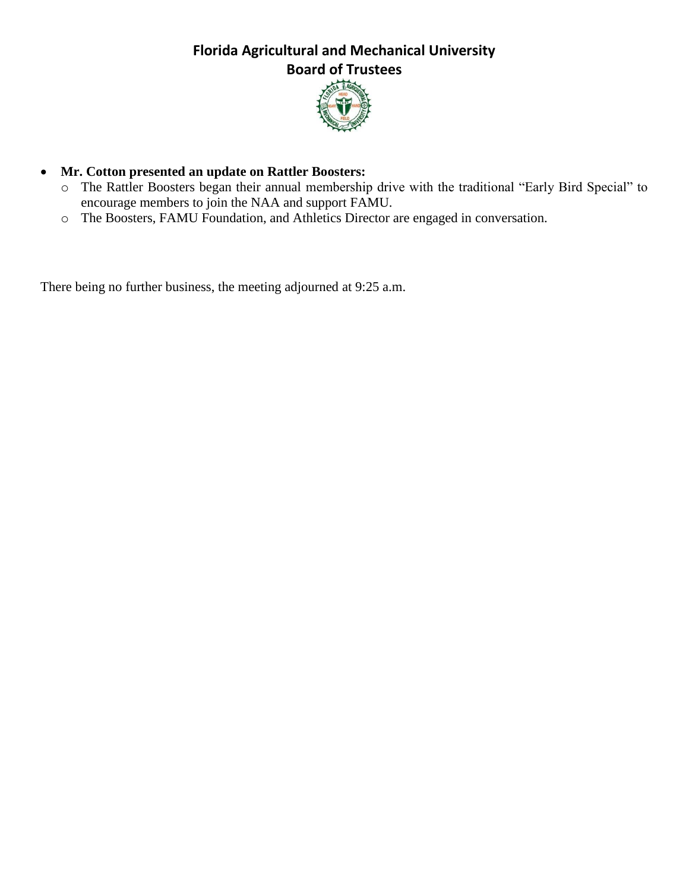- **Mr. Cotton presented an update on Rattler Boosters:**
  - The Rattler Boosters began their annual membership drive with the traditional "Early Bird Special" to encourage members to join the NAA and support FAMU.
  - The Boosters, FAMU Foundation, and Athletics Director are engaged in conversation.

There being no further business, the meeting adjourned at 9:25 a.m.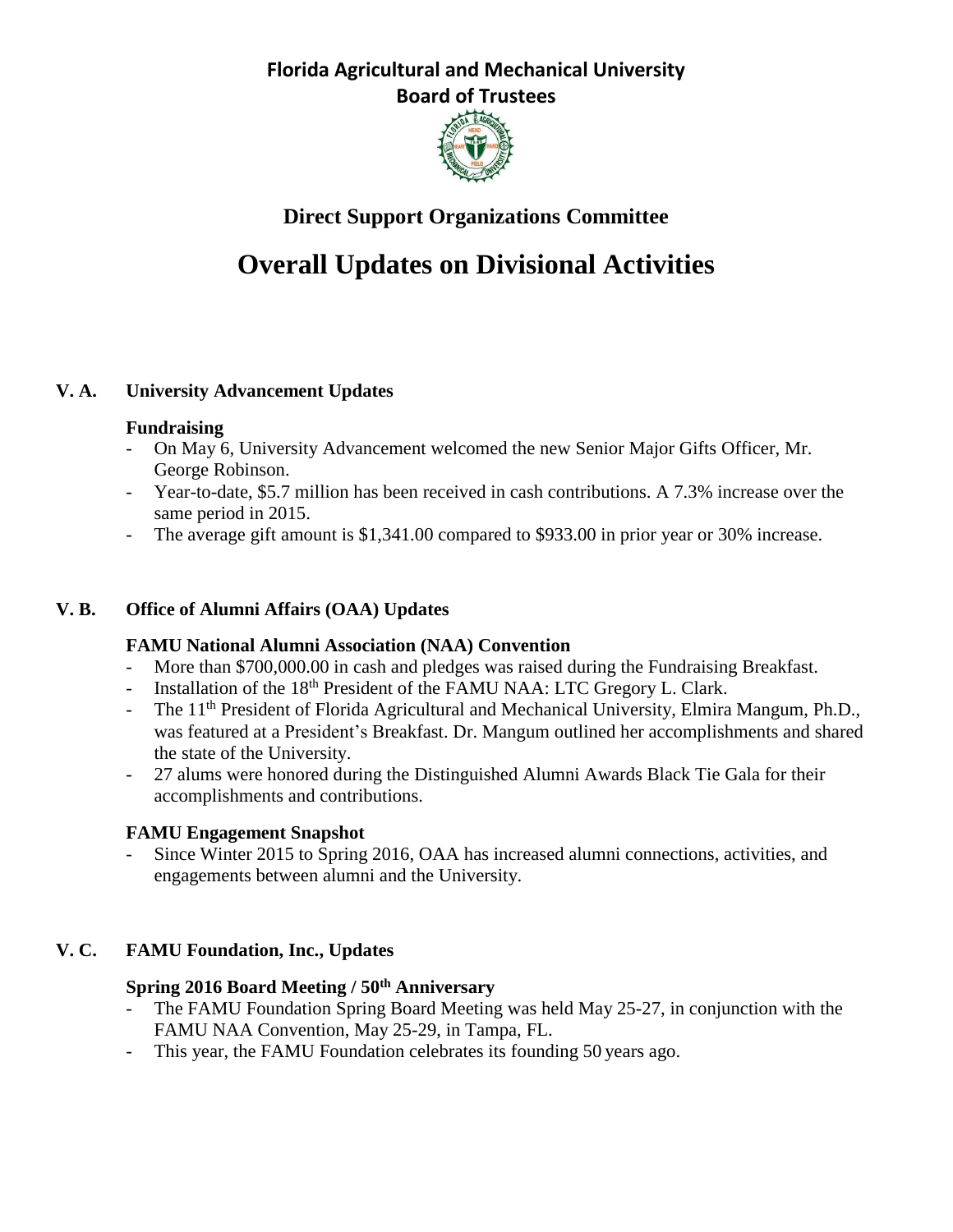# Florida Agricultural and Mechanical University
# Board of Trustees

## Direct Support Organizations Committee

# Overall Updates on Divisional Activities

### V. A. University Advancement Updates

**Fundraising**

- On May 6, University Advancement welcomed the new Senior Major Gifts Officer, Mr. George Robinson.
- Year-to-date, $5.7 million has been received in cash contributions. A 7.3% increase over the same period in 2015.
- The average gift amount is $1,341.00 compared to $933.00 in prior year or 30% increase.

### V. B. Office of Alumni Affairs (OAA) Updates

**FAMU National Alumni Association (NAA) Convention**

- More than $700,000.00 in cash and pledges was raised during the Fundraising Breakfast.
- Installation of the 18th President of the FAMU NAA: LTC Gregory L. Clark.
- The 11th President of Florida Agricultural and Mechanical University, Elmira Mangum, Ph.D., was featured at a President's Breakfast. Dr. Mangum outlined her accomplishments and shared the state of the University.
- 27 alums were honored during the Distinguished Alumni Awards Black Tie Gala for their accomplishments and contributions.

**FAMU Engagement Snapshot**

- Since Winter 2015 to Spring 2016, OAA has increased alumni connections, activities, and engagements between alumni and the University.

### V. C. FAMU Foundation, Inc., Updates

**Spring 2016 Board Meeting / 50th Anniversary**

- The FAMU Foundation Spring Board Meeting was held May 25-27, in conjunction with the FAMU NAA Convention, May 25-29, in Tampa, FL.
- This year, the FAMU Foundation celebrates its founding 50 years ago.